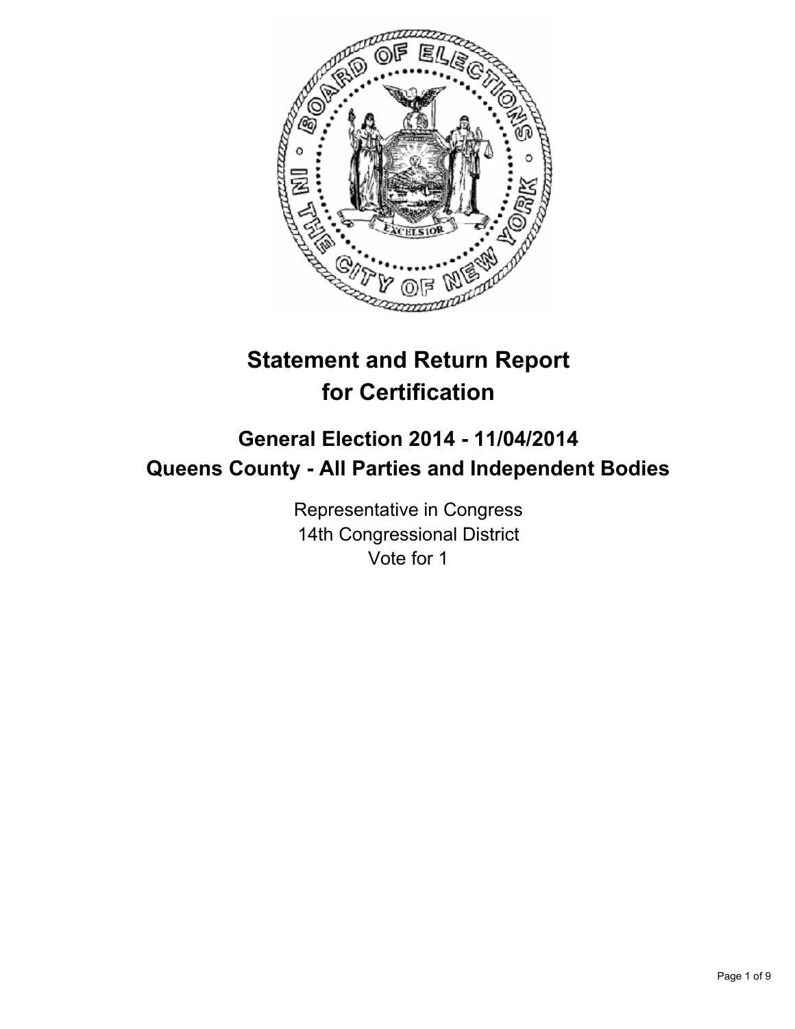# Statement and Return Report for Certification

## General Election 2014 - 11/04/2014
## Queens County - All Parties and Independent Bodies

Representative in Congress
14th Congressional District
Vote for 1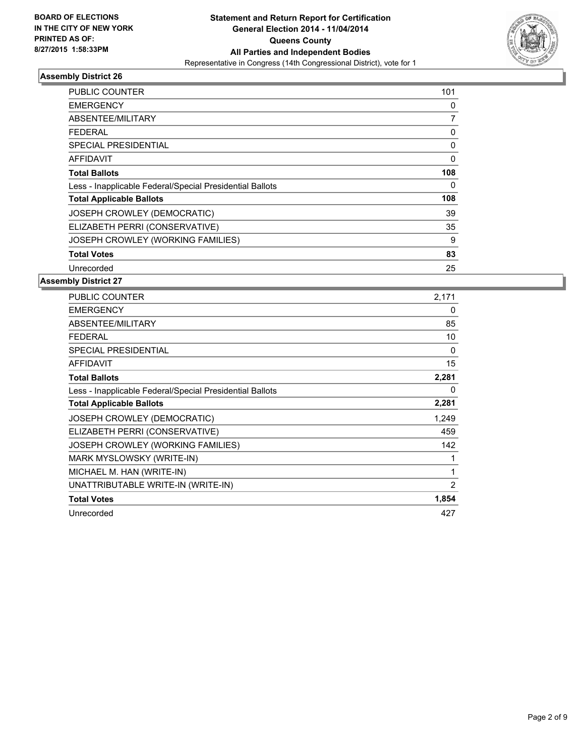### Assembly District 26

| | |
|---|---|
| PUBLIC COUNTER | 101 |
| EMERGENCY | 0 |
| ABSENTEE/MILITARY | 7 |
| FEDERAL | 0 |
| SPECIAL PRESIDENTIAL | 0 |
| AFFIDAVIT | 0 |
| **Total Ballots** | **108** |
| Less - Inapplicable Federal/Special Presidential Ballots | 0 |
| **Total Applicable Ballots** | **108** |
| JOSEPH CROWLEY (DEMOCRATIC) | 39 |
| ELIZABETH PERRI (CONSERVATIVE) | 35 |
| JOSEPH CROWLEY (WORKING FAMILIES) | 9 |
| **Total Votes** | **83** |
| Unrecorded | 25 |

### Assembly District 27

| | |
|---|---|
| PUBLIC COUNTER | 2,171 |
| EMERGENCY | 0 |
| ABSENTEE/MILITARY | 85 |
| FEDERAL | 10 |
| SPECIAL PRESIDENTIAL | 0 |
| AFFIDAVIT | 15 |
| **Total Ballots** | **2,281** |
| Less - Inapplicable Federal/Special Presidential Ballots | 0 |
| **Total Applicable Ballots** | **2,281** |
| JOSEPH CROWLEY (DEMOCRATIC) | 1,249 |
| ELIZABETH PERRI (CONSERVATIVE) | 459 |
| JOSEPH CROWLEY (WORKING FAMILIES) | 142 |
| MARK MYSLOWSKY (WRITE-IN) | 1 |
| MICHAEL M. HAN (WRITE-IN) | 1 |
| UNATTRIBUTABLE WRITE-IN (WRITE-IN) | 2 |
| **Total Votes** | **1,854** |
| Unrecorded | 427 |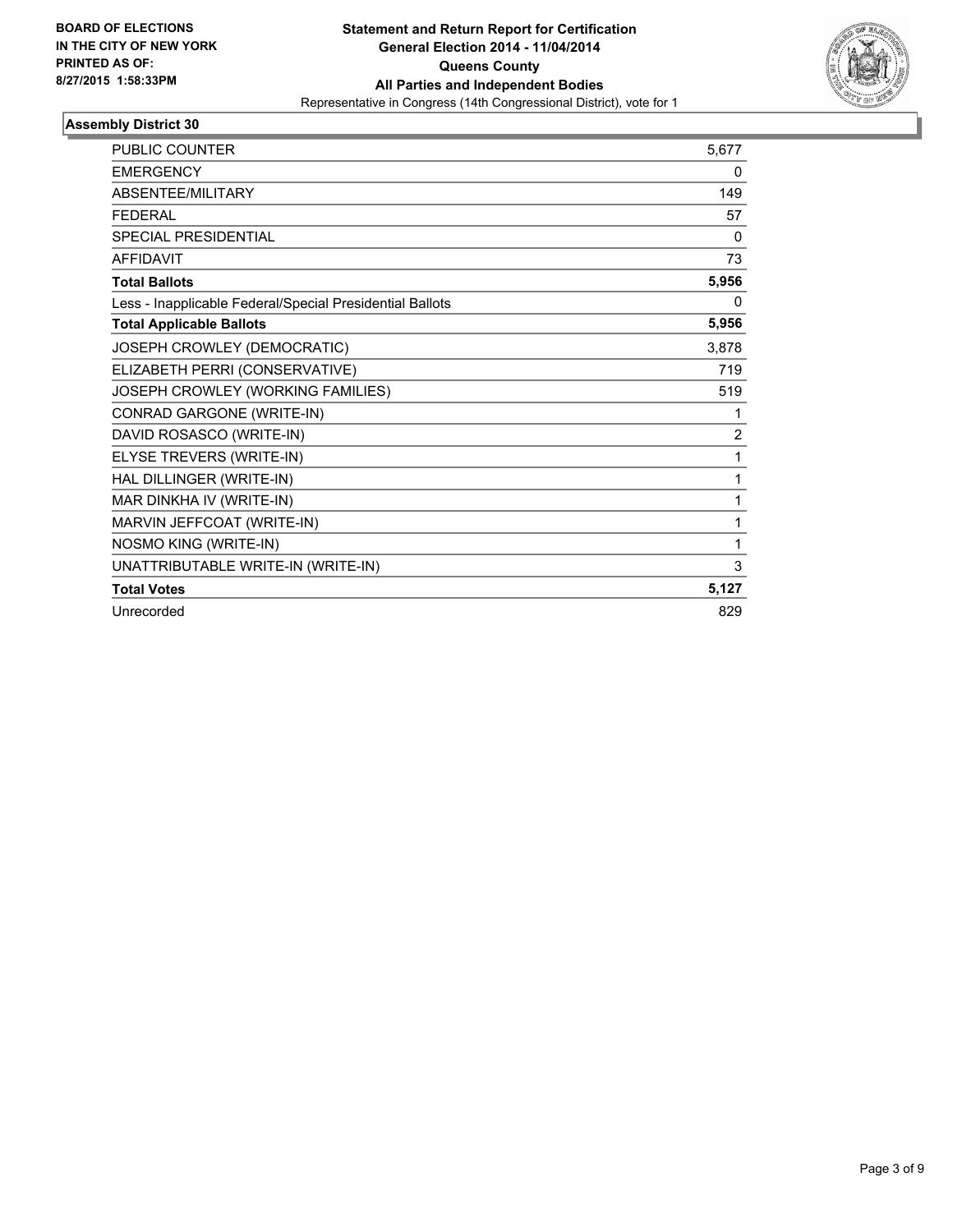**BOARD OF ELECTIONS IN THE CITY OF NEW YORK PRINTED AS OF: 8/27/2015 1:58:33PM**

**Statement and Return Report for Certification**
**General Election 2014 - 11/04/2014**
**Queens County**
**All Parties and Independent Bodies**
Representative in Congress (14th Congressional District), vote for 1

### Assembly District 30

| | |
|---|---|
| PUBLIC COUNTER | 5,677 |
| EMERGENCY | 0 |
| ABSENTEE/MILITARY | 149 |
| FEDERAL | 57 |
| SPECIAL PRESIDENTIAL | 0 |
| AFFIDAVIT | 73 |
| **Total Ballots** | **5,956** |
| Less - Inapplicable Federal/Special Presidential Ballots | 0 |
| **Total Applicable Ballots** | **5,956** |
| JOSEPH CROWLEY (DEMOCRATIC) | 3,878 |
| ELIZABETH PERRI (CONSERVATIVE) | 719 |
| JOSEPH CROWLEY (WORKING FAMILIES) | 519 |
| CONRAD GARGONE (WRITE-IN) | 1 |
| DAVID ROSASCO (WRITE-IN) | 2 |
| ELYSE TREVERS (WRITE-IN) | 1 |
| HAL DILLINGER (WRITE-IN) | 1 |
| MAR DINKHA IV (WRITE-IN) | 1 |
| MARVIN JEFFCOAT (WRITE-IN) | 1 |
| NOSMO KING (WRITE-IN) | 1 |
| UNATTRIBUTABLE WRITE-IN (WRITE-IN) | 3 |
| **Total Votes** | **5,127** |
| Unrecorded | 829 |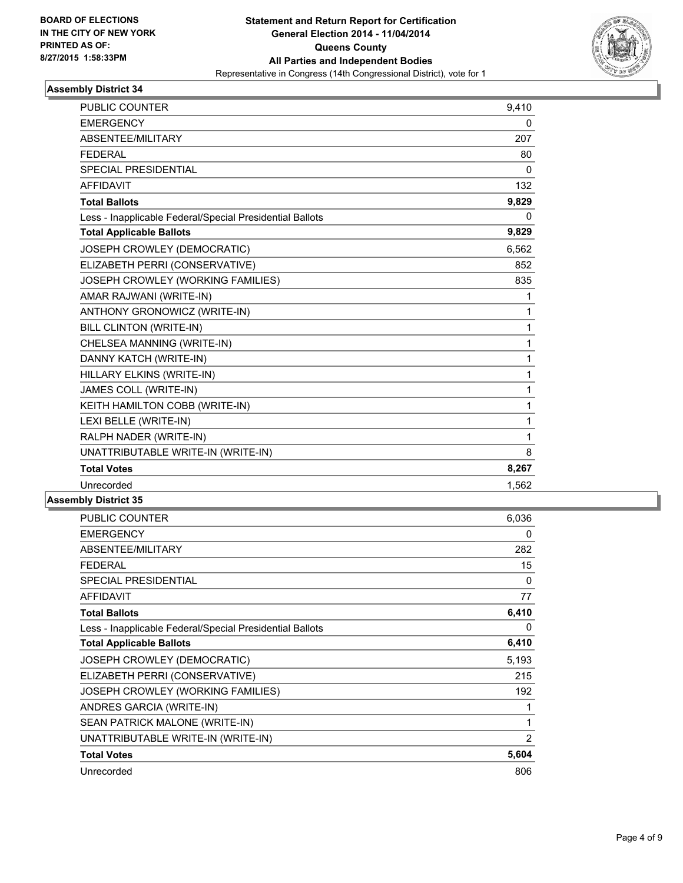**BOARD OF ELECTIONS**
**IN THE CITY OF NEW YORK**
**PRINTED AS OF:**
**8/27/2015 1:58:33PM**

**Statement and Return Report for Certification**
**General Election 2014 - 11/04/2014**
**Queens County**
**All Parties and Independent Bodies**
Representative in Congress (14th Congressional District), vote for 1

### Assembly District 34

| | |
|---|---|
| PUBLIC COUNTER | 9,410 |
| EMERGENCY | 0 |
| ABSENTEE/MILITARY | 207 |
| FEDERAL | 80 |
| SPECIAL PRESIDENTIAL | 0 |
| AFFIDAVIT | 132 |
| **Total Ballots** | **9,829** |
| Less - Inapplicable Federal/Special Presidential Ballots | 0 |
| **Total Applicable Ballots** | **9,829** |
| JOSEPH CROWLEY (DEMOCRATIC) | 6,562 |
| ELIZABETH PERRI (CONSERVATIVE) | 852 |
| JOSEPH CROWLEY (WORKING FAMILIES) | 835 |
| AMAR RAJWANI (WRITE-IN) | 1 |
| ANTHONY GRONOWICZ (WRITE-IN) | 1 |
| BILL CLINTON (WRITE-IN) | 1 |
| CHELSEA MANNING (WRITE-IN) | 1 |
| DANNY KATCH (WRITE-IN) | 1 |
| HILLARY ELKINS (WRITE-IN) | 1 |
| JAMES COLL (WRITE-IN) | 1 |
| KEITH HAMILTON COBB (WRITE-IN) | 1 |
| LEXI BELLE (WRITE-IN) | 1 |
| RALPH NADER (WRITE-IN) | 1 |
| UNATTRIBUTABLE WRITE-IN (WRITE-IN) | 8 |
| **Total Votes** | **8,267** |
| Unrecorded | 1,562 |

### Assembly District 35

| | |
|---|---|
| PUBLIC COUNTER | 6,036 |
| EMERGENCY | 0 |
| ABSENTEE/MILITARY | 282 |
| FEDERAL | 15 |
| SPECIAL PRESIDENTIAL | 0 |
| AFFIDAVIT | 77 |
| **Total Ballots** | **6,410** |
| Less - Inapplicable Federal/Special Presidential Ballots | 0 |
| **Total Applicable Ballots** | **6,410** |
| JOSEPH CROWLEY (DEMOCRATIC) | 5,193 |
| ELIZABETH PERRI (CONSERVATIVE) | 215 |
| JOSEPH CROWLEY (WORKING FAMILIES) | 192 |
| ANDRES GARCIA (WRITE-IN) | 1 |
| SEAN PATRICK MALONE (WRITE-IN) | 1 |
| UNATTRIBUTABLE WRITE-IN (WRITE-IN) | 2 |
| **Total Votes** | **5,604** |
| Unrecorded | 806 |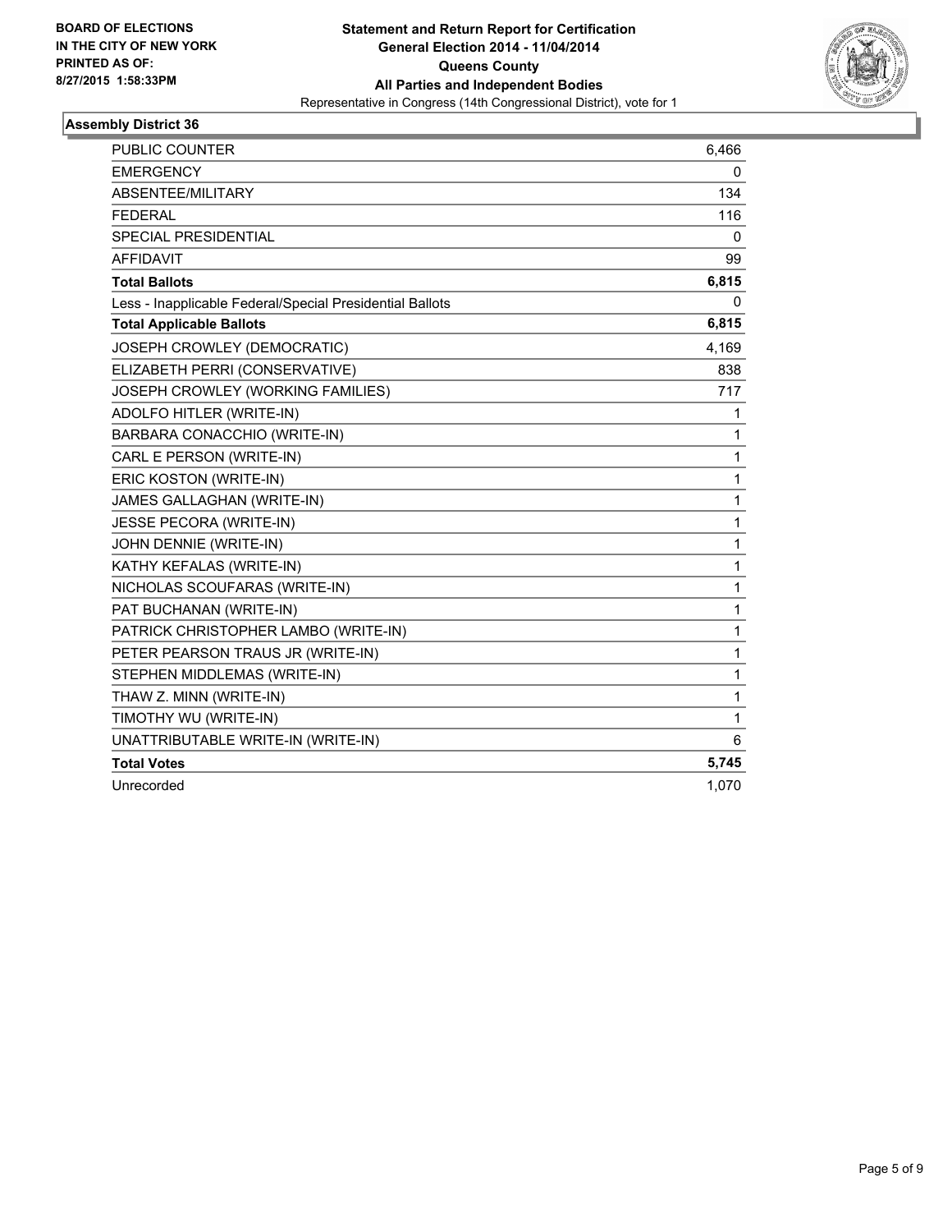**BOARD OF ELECTIONS IN THE CITY OF NEW YORK PRINTED AS OF: 8/27/2015 1:58:33PM**

**Statement and Return Report for Certification General Election 2014 - 11/04/2014 Queens County All Parties and Independent Bodies**

Representative in Congress (14th Congressional District), vote for 1

### Assembly District 36

| | |
|---|---|
| PUBLIC COUNTER | 6,466 |
| EMERGENCY | 0 |
| ABSENTEE/MILITARY | 134 |
| FEDERAL | 116 |
| SPECIAL PRESIDENTIAL | 0 |
| AFFIDAVIT | 99 |
| **Total Ballots** | **6,815** |
| Less - Inapplicable Federal/Special Presidential Ballots | 0 |
| **Total Applicable Ballots** | **6,815** |
| JOSEPH CROWLEY (DEMOCRATIC) | 4,169 |
| ELIZABETH PERRI (CONSERVATIVE) | 838 |
| JOSEPH CROWLEY (WORKING FAMILIES) | 717 |
| ADOLFO HITLER (WRITE-IN) | 1 |
| BARBARA CONACCHIO (WRITE-IN) | 1 |
| CARL E PERSON (WRITE-IN) | 1 |
| ERIC KOSTON (WRITE-IN) | 1 |
| JAMES GALLAGHAN (WRITE-IN) | 1 |
| JESSE PECORA (WRITE-IN) | 1 |
| JOHN DENNIE (WRITE-IN) | 1 |
| KATHY KEFALAS (WRITE-IN) | 1 |
| NICHOLAS SCOUFARAS (WRITE-IN) | 1 |
| PAT BUCHANAN (WRITE-IN) | 1 |
| PATRICK CHRISTOPHER LAMBO (WRITE-IN) | 1 |
| PETER PEARSON TRAUS JR (WRITE-IN) | 1 |
| STEPHEN MIDDLEMAS (WRITE-IN) | 1 |
| THAW Z. MINN (WRITE-IN) | 1 |
| TIMOTHY WU (WRITE-IN) | 1 |
| UNATTRIBUTABLE WRITE-IN (WRITE-IN) | 6 |
| **Total Votes** | **5,745** |
| Unrecorded | 1,070 |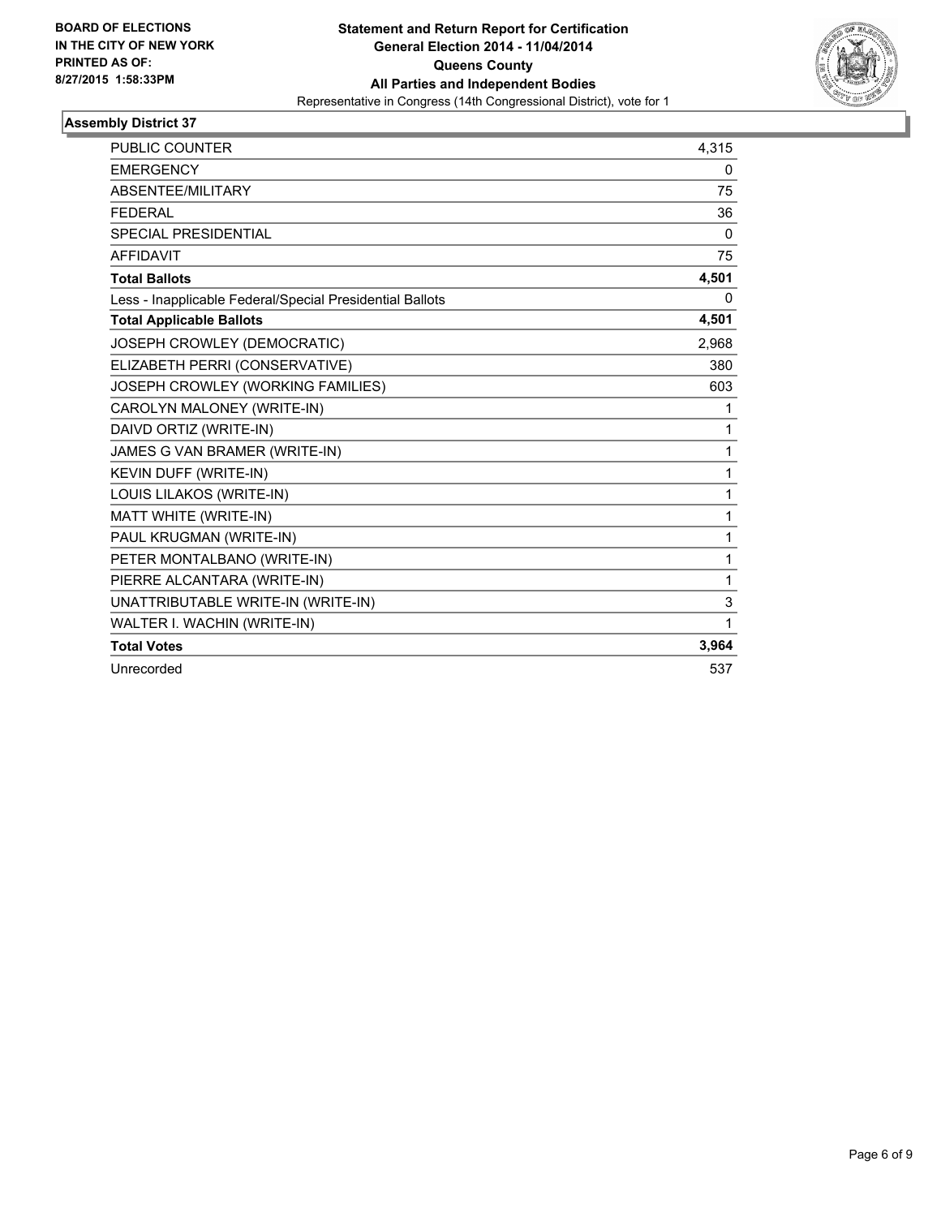**BOARD OF ELECTIONS IN THE CITY OF NEW YORK PRINTED AS OF: 8/27/2015 1:58:33PM**

**Statement and Return Report for Certification General Election 2014 - 11/04/2014 Queens County All Parties and Independent Bodies**

Representative in Congress (14th Congressional District), vote for 1

## Assembly District 37

| | |
|---|---|
| PUBLIC COUNTER | 4,315 |
| EMERGENCY | 0 |
| ABSENTEE/MILITARY | 75 |
| FEDERAL | 36 |
| SPECIAL PRESIDENTIAL | 0 |
| AFFIDAVIT | 75 |
| **Total Ballots** | **4,501** |
| Less - Inapplicable Federal/Special Presidential Ballots | 0 |
| **Total Applicable Ballots** | **4,501** |
| JOSEPH CROWLEY (DEMOCRATIC) | 2,968 |
| ELIZABETH PERRI (CONSERVATIVE) | 380 |
| JOSEPH CROWLEY (WORKING FAMILIES) | 603 |
| CAROLYN MALONEY (WRITE-IN) | 1 |
| DAIVD ORTIZ (WRITE-IN) | 1 |
| JAMES G VAN BRAMER (WRITE-IN) | 1 |
| KEVIN DUFF (WRITE-IN) | 1 |
| LOUIS LILAKOS (WRITE-IN) | 1 |
| MATT WHITE (WRITE-IN) | 1 |
| PAUL KRUGMAN (WRITE-IN) | 1 |
| PETER MONTALBANO (WRITE-IN) | 1 |
| PIERRE ALCANTARA (WRITE-IN) | 1 |
| UNATTRIBUTABLE WRITE-IN (WRITE-IN) | 3 |
| WALTER I. WACHIN (WRITE-IN) | 1 |
| **Total Votes** | **3,964** |
| Unrecorded | 537 |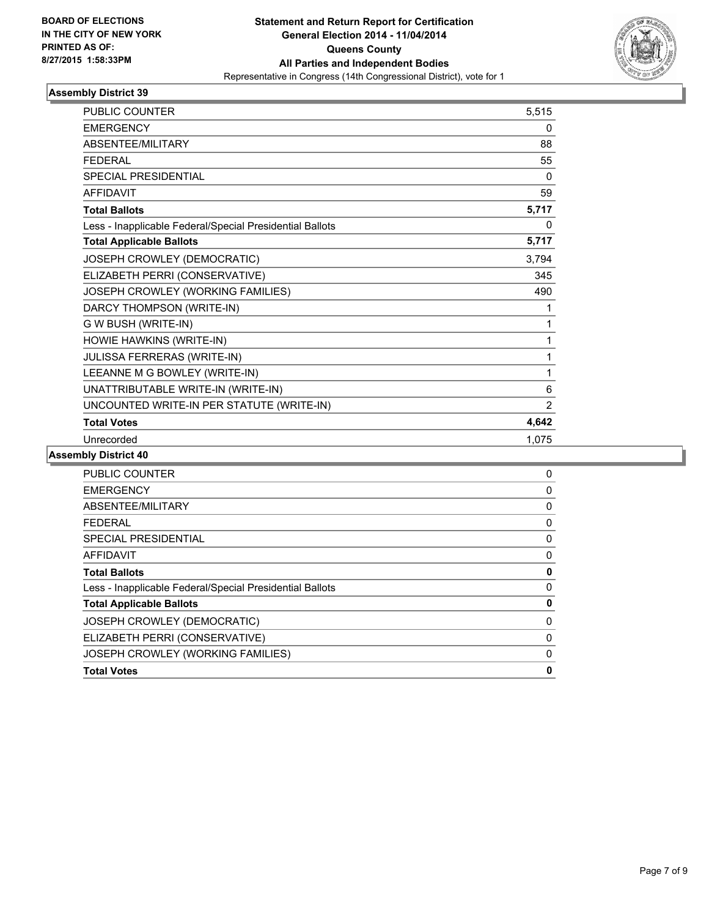**BOARD OF ELECTIONS IN THE CITY OF NEW YORK PRINTED AS OF: 8/27/2015 1:58:33PM**

**Statement and Return Report for Certification General Election 2014 - 11/04/2014 Queens County All Parties and Independent Bodies**

Representative in Congress (14th Congressional District), vote for 1

## Assembly District 39

| | |
|---|---|
| PUBLIC COUNTER | 5,515 |
| EMERGENCY | 0 |
| ABSENTEE/MILITARY | 88 |
| FEDERAL | 55 |
| SPECIAL PRESIDENTIAL | 0 |
| AFFIDAVIT | 59 |
| **Total Ballots** | **5,717** |
| Less - Inapplicable Federal/Special Presidential Ballots | 0 |
| **Total Applicable Ballots** | **5,717** |
| JOSEPH CROWLEY (DEMOCRATIC) | 3,794 |
| ELIZABETH PERRI (CONSERVATIVE) | 345 |
| JOSEPH CROWLEY (WORKING FAMILIES) | 490 |
| DARCY THOMPSON (WRITE-IN) | 1 |
| G W BUSH (WRITE-IN) | 1 |
| HOWIE HAWKINS (WRITE-IN) | 1 |
| JULISSA FERRERAS (WRITE-IN) | 1 |
| LEEANNE M G BOWLEY (WRITE-IN) | 1 |
| UNATTRIBUTABLE WRITE-IN (WRITE-IN) | 6 |
| UNCOUNTED WRITE-IN PER STATUTE (WRITE-IN) | 2 |
| **Total Votes** | **4,642** |
| Unrecorded | 1,075 |

## Assembly District 40

| | |
|---|---|
| PUBLIC COUNTER | 0 |
| EMERGENCY | 0 |
| ABSENTEE/MILITARY | 0 |
| FEDERAL | 0 |
| SPECIAL PRESIDENTIAL | 0 |
| AFFIDAVIT | 0 |
| **Total Ballots** | **0** |
| Less - Inapplicable Federal/Special Presidential Ballots | 0 |
| **Total Applicable Ballots** | **0** |
| JOSEPH CROWLEY (DEMOCRATIC) | 0 |
| ELIZABETH PERRI (CONSERVATIVE) | 0 |
| JOSEPH CROWLEY (WORKING FAMILIES) | 0 |
| **Total Votes** | **0** |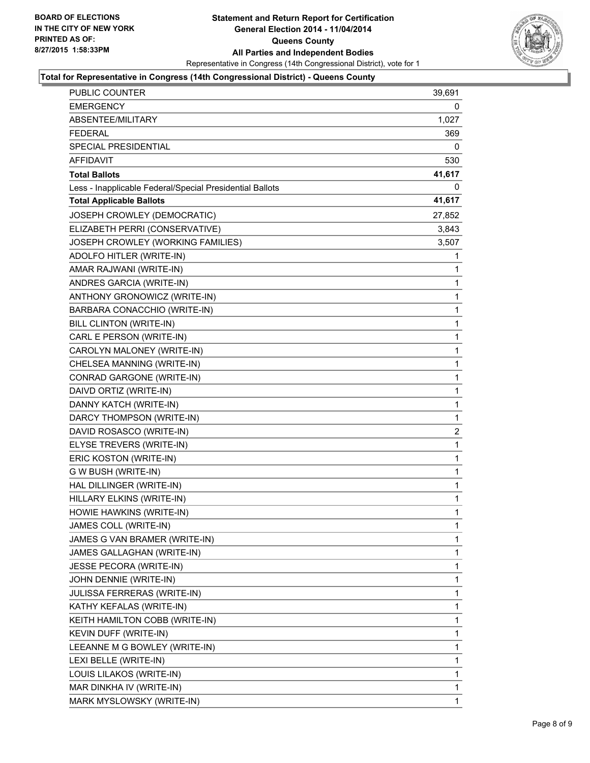**BOARD OF ELECTIONS IN THE CITY OF NEW YORK PRINTED AS OF: 8/27/2015 1:58:33PM**

# Statement and Return Report for Certification
## General Election 2014 - 11/04/2014
## Queens County
## All Parties and Independent Bodies

Representative in Congress (14th Congressional District), vote for 1

### Total for Representative in Congress (14th Congressional District) - Queens County

| | |
|---|---|
| PUBLIC COUNTER | 39,691 |
| EMERGENCY | 0 |
| ABSENTEE/MILITARY | 1,027 |
| FEDERAL | 369 |
| SPECIAL PRESIDENTIAL | 0 |
| AFFIDAVIT | 530 |
| **Total Ballots** | **41,617** |
| Less - Inapplicable Federal/Special Presidential Ballots | 0 |
| **Total Applicable Ballots** | **41,617** |
| JOSEPH CROWLEY (DEMOCRATIC) | 27,852 |
| ELIZABETH PERRI (CONSERVATIVE) | 3,843 |
| JOSEPH CROWLEY (WORKING FAMILIES) | 3,507 |
| ADOLFO HITLER (WRITE-IN) | 1 |
| AMAR RAJWANI (WRITE-IN) | 1 |
| ANDRES GARCIA (WRITE-IN) | 1 |
| ANTHONY GRONOWICZ (WRITE-IN) | 1 |
| BARBARA CONACCHIO (WRITE-IN) | 1 |
| BILL CLINTON (WRITE-IN) | 1 |
| CARL E PERSON (WRITE-IN) | 1 |
| CAROLYN MALONEY (WRITE-IN) | 1 |
| CHELSEA MANNING (WRITE-IN) | 1 |
| CONRAD GARGONE (WRITE-IN) | 1 |
| DAIVD ORTIZ (WRITE-IN) | 1 |
| DANNY KATCH (WRITE-IN) | 1 |
| DARCY THOMPSON (WRITE-IN) | 1 |
| DAVID ROSASCO (WRITE-IN) | 2 |
| ELYSE TREVERS (WRITE-IN) | 1 |
| ERIC KOSTON (WRITE-IN) | 1 |
| G W BUSH (WRITE-IN) | 1 |
| HAL DILLINGER (WRITE-IN) | 1 |
| HILLARY ELKINS (WRITE-IN) | 1 |
| HOWIE HAWKINS (WRITE-IN) | 1 |
| JAMES COLL (WRITE-IN) | 1 |
| JAMES G VAN BRAMER (WRITE-IN) | 1 |
| JAMES GALLAGHAN (WRITE-IN) | 1 |
| JESSE PECORA (WRITE-IN) | 1 |
| JOHN DENNIE (WRITE-IN) | 1 |
| JULISSA FERRERAS (WRITE-IN) | 1 |
| KATHY KEFALAS (WRITE-IN) | 1 |
| KEITH HAMILTON COBB (WRITE-IN) | 1 |
| KEVIN DUFF (WRITE-IN) | 1 |
| LEEANNE M G BOWLEY (WRITE-IN) | 1 |
| LEXI BELLE (WRITE-IN) | 1 |
| LOUIS LILAKOS (WRITE-IN) | 1 |
| MAR DINKHA IV (WRITE-IN) | 1 |
| MARK MYSLOWSKY (WRITE-IN) | 1 |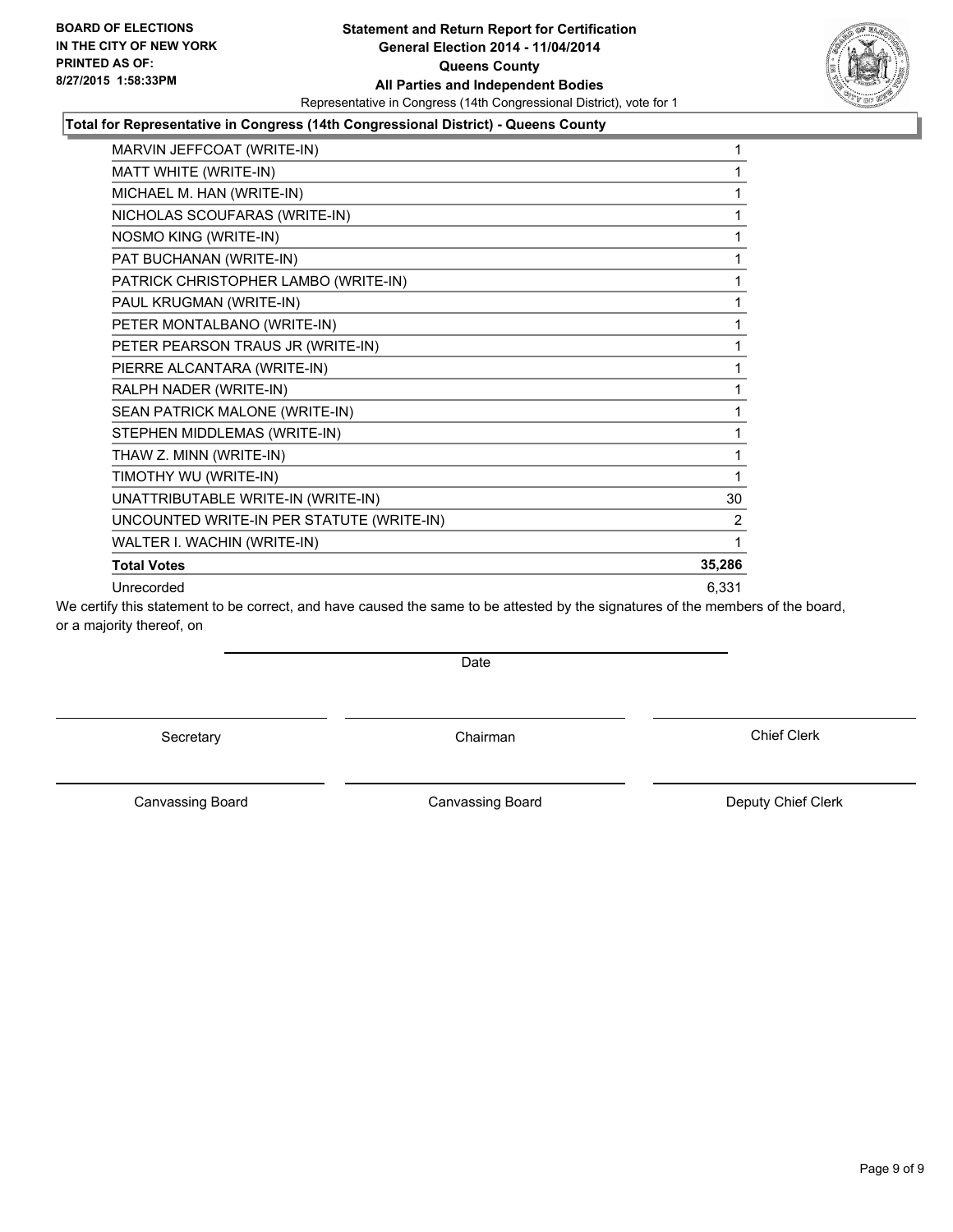**BOARD OF ELECTIONS IN THE CITY OF NEW YORK PRINTED AS OF: 8/27/2015 1:58:33PM**

**Statement and Return Report for Certification**
**General Election 2014 - 11/04/2014**
**Queens County**
**All Parties and Independent Bodies**
Representative in Congress (14th Congressional District), vote for 1

**Total for Representative in Congress (14th Congressional District) - Queens County**

| | |
|---|---|
| MARVIN JEFFCOAT (WRITE-IN) | 1 |
| MATT WHITE (WRITE-IN) | 1 |
| MICHAEL M. HAN (WRITE-IN) | 1 |
| NICHOLAS SCOUFARAS (WRITE-IN) | 1 |
| NOSMO KING (WRITE-IN) | 1 |
| PAT BUCHANAN (WRITE-IN) | 1 |
| PATRICK CHRISTOPHER LAMBO (WRITE-IN) | 1 |
| PAUL KRUGMAN (WRITE-IN) | 1 |
| PETER MONTALBANO (WRITE-IN) | 1 |
| PETER PEARSON TRAUS JR (WRITE-IN) | 1 |
| PIERRE ALCANTARA (WRITE-IN) | 1 |
| RALPH NADER (WRITE-IN) | 1 |
| SEAN PATRICK MALONE (WRITE-IN) | 1 |
| STEPHEN MIDDLEMAS (WRITE-IN) | 1 |
| THAW Z. MINN (WRITE-IN) | 1 |
| TIMOTHY WU (WRITE-IN) | 1 |
| UNATTRIBUTABLE WRITE-IN (WRITE-IN) | 30 |
| UNCOUNTED WRITE-IN PER STATUTE (WRITE-IN) | 2 |
| WALTER I. WACHIN (WRITE-IN) | 1 |
| **Total Votes** | **35,286** |
| Unrecorded | 6,331 |

We certify this statement to be correct, and have caused the same to be attested by the signatures of the members of the board, or a majority thereof, on

Date

Secretary

Chairman

Chief Clerk

Canvassing Board

Canvassing Board

Deputy Chief Clerk